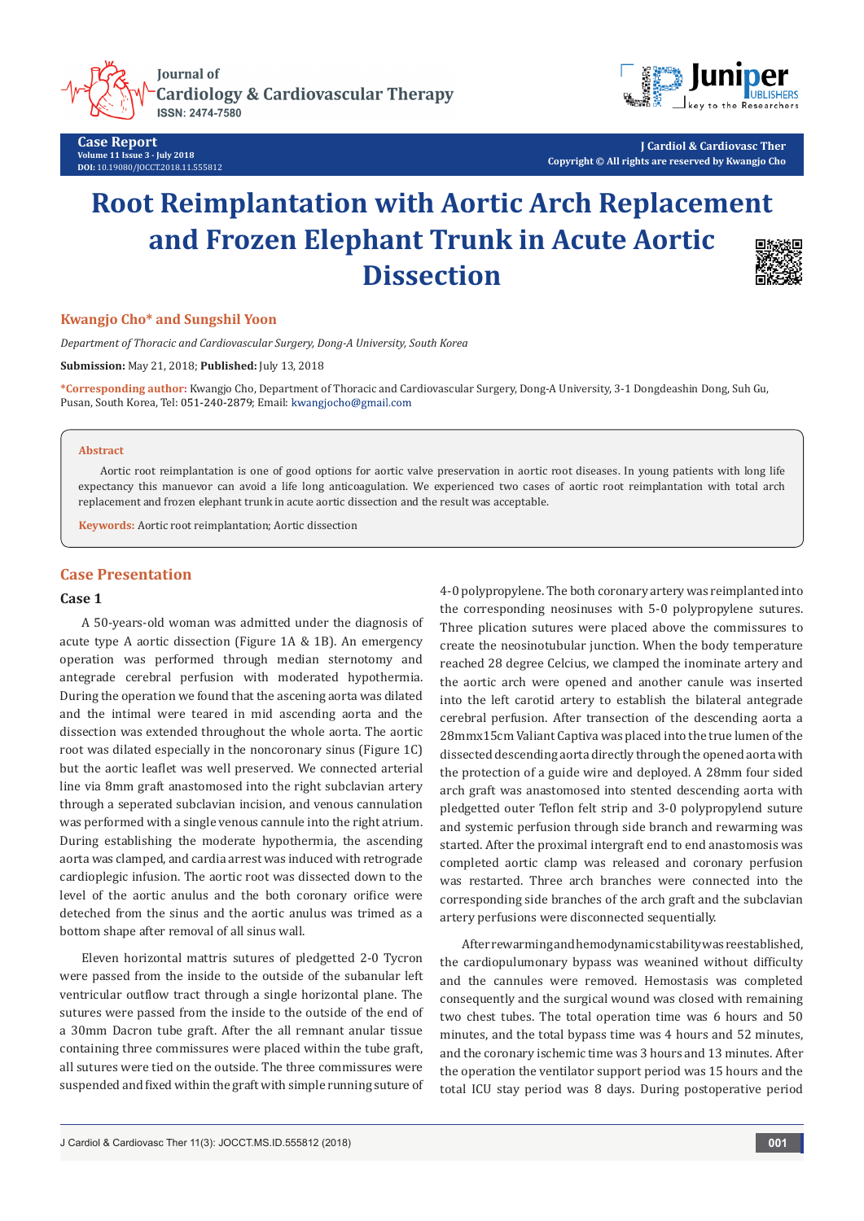# Root Reimplantation with Aortic Arch Replacement and Frozen Elephant Trunk in Acute Aortic Dissection

**Kwangjo Cho* and Sungshil Yoon**

*Department of Thoracic and Cardiovascular Surgery, Dong-A University, South Korea*

**Submission:** May 21, 2018; **Published:** July 13, 2018

***Corresponding author:** Kwangjo Cho, Department of Thoracic and Cardiovascular Surgery, Dong-A University, 3-1 Dongdeashin Dong, Suh Gu, Pusan, South Korea, Tel: 051-240-2879; Email: kwangjocho@gmail.com

**Abstract**

Aortic root reimplantation is one of good options for aortic valve preservation in aortic root diseases. In young patients with long life expectancy this manuevor can avoid a life long anticoagulation. We experienced two cases of aortic root reimplantation with total arch replacement and frozen elephant trunk in acute aortic dissection and the result was acceptable.

**Keywords:** Aortic root reimplantation; Aortic dissection

## Case Presentation

### Case 1

A 50-years-old woman was admitted under the diagnosis of acute type A aortic dissection (Figure 1A & 1B). An emergency operation was performed through median sternotomy and antegrade cerebral perfusion with moderated hypothermia. During the operation we found that the ascening aorta was dilated and the intimal were teared in mid ascending aorta and the dissection was extended throughout the whole aorta. The aortic root was dilated especially in the noncoronary sinus (Figure 1C) but the aortic leaflet was well preserved. We connected arterial line via 8mm graft anastomosed into the right subclavian artery through a seperated subclavian incision, and venous cannulation was performed with a single venous cannule into the right atrium. During establishing the moderate hypothermia, the ascending aorta was clamped, and cardia arrest was induced with retrograde cardioplegic infusion. The aortic root was dissected down to the level of the aortic anulus and the both coronary orifice were deteched from the sinus and the aortic anulus was trimed as a bottom shape after removal of all sinus wall.

Eleven horizontal mattris sutures of pledgetted 2-0 Tycron were passed from the inside to the outside of the subanular left ventricular outflow tract through a single horizontal plane. The sutures were passed from the inside to the outside of the end of a 30mm Dacron tube graft. After the all remnant anular tissue containing three commissures were placed within the tube graft, all sutures were tied on the outside. The three commissures were suspended and fixed within the graft with simple running suture of 4-0 polypropylene. The both coronary artery was reimplanted into the corresponding neosinuses with 5-0 polypropylene sutures. Three plication sutures were placed above the commissures to create the neosinotubular junction. When the body temperature reached 28 degree Celcius, we clamped the inominate artery and the aortic arch were opened and another canule was inserted into the left carotid artery to establish the bilateral antegrade cerebral perfusion. After transection of the descending aorta a 28mmx15cm Valiant Captiva was placed into the true lumen of the dissected descending aorta directly through the opened aorta with the protection of a guide wire and deployed. A 28mm four sided arch graft was anastomosed into stented descending aorta with pledgetted outer Teflon felt strip and 3-0 polypropylend suture and systemic perfusion through side branch and rewarming was started. After the proximal intergraft end to end anastomosis was completed aortic clamp was released and coronary perfusion was restarted. Three arch branches were connected into the corresponding side branches of the arch graft and the subclavian artery perfusions were disconnected sequentially.

After rewarming and hemodynamic stability was reestablished, the cardiopulumonary bypass was weanined without difficulty and the cannules were removed. Hemostasis was completed consequently and the surgical wound was closed with remaining two chest tubes. The total operation time was 6 hours and 50 minutes, and the total bypass time was 4 hours and 52 minutes, and the coronary ischemic time was 3 hours and 13 minutes. After the operation the ventilator support period was 15 hours and the total ICU stay period was 8 days. During postoperative period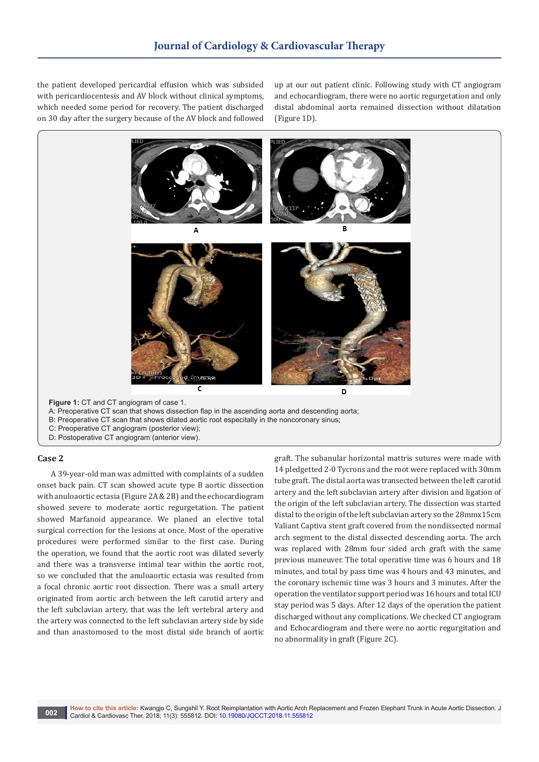the patient developed pericardial effusion which was subsided with pericardiocentesis and AV block without clinical symptoms, which needed some period for recovery. The patient discharged on 30 day after the surgery because of the AV block and followed up at our out patient clinic. Following study with CT angiogram and echocardiogram, there were no aortic regurgetation and only distal abdominal aorta remained dissection without dilatation (Figure 1D).

**Figure 1:** CT and CT angiogram of case 1.
A: Preoperative CT scan that shows dissection flap in the ascending aorta and descending aorta;
B: Preoperative CT scan that shows dilated aortic root especitally in the noncoronary sinus;
C: Preoperative CT angiogram (posterior view);
D: Postoperative CT angiogram (anterior view).

## Case 2

A 39-year-old man was admitted with complaints of a sudden onset back pain. CT scan showed acute type B aortic dissection with anuloaortic ectasia (Figure 2A & 2B) and the echocardiogram showed severe to moderate aortic regurgetation. The patient showed Marfanoid appearance. We planed an elective total surgical correction for the lesions at once. Most of the operative procedures were performed similar to the first case. During the operation, we found that the aortic root was dilated severly and there was a transverse intimal tear within the aortic root, so we concluded that the anuloaortic ectasia was resulted from a focal chronic aortic root dissection. There was a small artery originated from aortic arch between the left carotid artery and the left subclavian artery, that was the left vertebral artery and the artery was connected to the left subclavian artery side by side and than anastomosed to the most distal side branch of aortic graft. The subanular horizontal mattris sutures were made with 14 pledgetted 2-0 Tycrons and the root were replaced with 30mm tube graft. The distal aorta was transected between the left carotid artery and the left subclavian artery after division and ligation of the origin of the left subclavian artery. The dissection was started distal to the origin of the left subclavian artery so the 28mmx15cm Valiant Captiva stent graft covered from the nondissected normal arch segment to the distal dissected descending aorta. The arch was replaced with 28mm four sided arch graft with the same previous maneuver. The total operative time was 6 hours and 18 minutes, and total by pass time was 4 hours and 43 minutes, and the coronary ischemic time was 3 hours and 3 minutes. After the operation the ventilator support period was 16 hours and total ICU stay period was 5 days. After 12 days of the operation the patient discharged without any complications. We checked CT angiogram and Echocardiogram and there were no aortic regurgitation and no abnormality in graft (Figure 2C).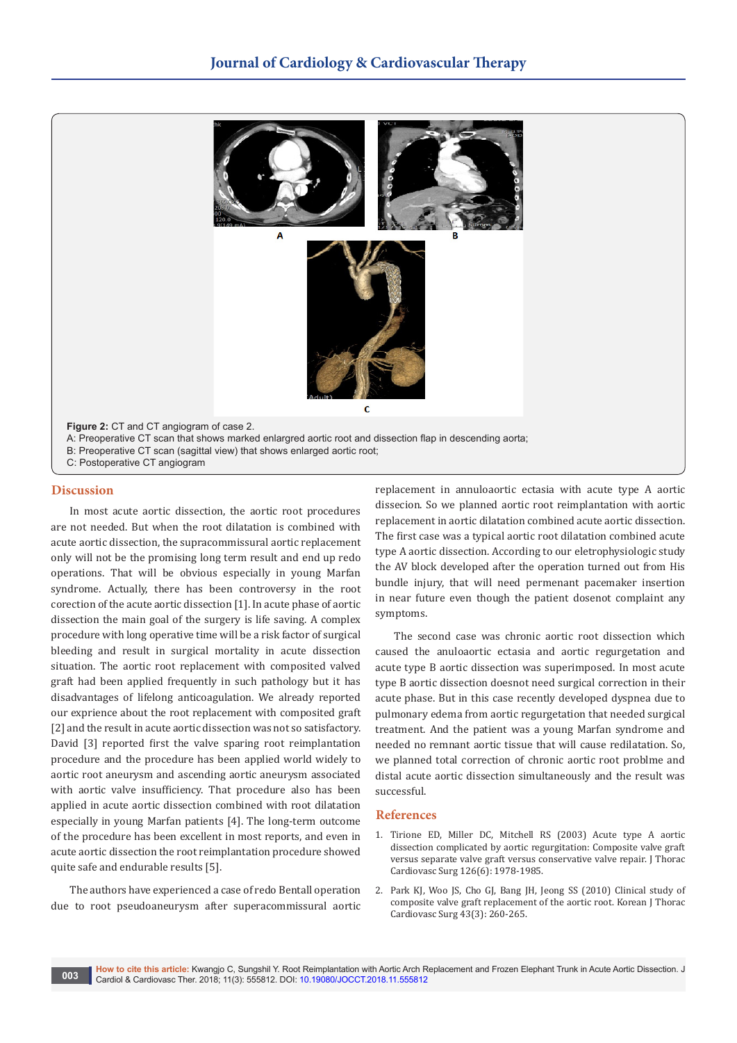**Figure 2:** CT and CT angiogram of case 2.
A: Preoperative CT scan that shows marked enlargred aortic root and dissection flap in descending aorta;
B: Preoperative CT scan (sagittal view) that shows enlarged aortic root;
C: Postoperative CT angiogram

## Discussion

In most acute aortic dissection, the aortic root procedures are not needed. But when the root dilatation is combined with acute aortic dissection, the supracommissural aortic replacement only will not be the promising long term result and end up redo operations. That will be obvious especially in young Marfan syndrome. Actually, there has been controversy in the root corection of the acute aortic dissection [1]. In acute phase of aortic dissection the main goal of the surgery is life saving. A complex procedure with long operative time will be a risk factor of surgical bleeding and result in surgical mortality in acute dissection situation. The aortic root replacement with composited valved graft had been applied frequently in such pathology but it has disadvantages of lifelong anticoagulation. We already reported our exprience about the root replacement with composited graft [2] and the result in acute aortic dissection was not so satisfactory. David [3] reported first the valve sparing root reimplantation procedure and the procedure has been applied world widely to aortic root aneurysm and ascending aortic aneurysm associated with aortic valve insufficiency. That procedure also has been applied in acute aortic dissection combined with root dilatation especially in young Marfan patients [4]. The long-term outcome of the procedure has been excellent in most reports, and even in acute aortic dissection the root reimplantation procedure showed quite safe and endurable results [5].

The authors have experienced a case of redo Bentall operation due to root pseudoaneurysm after superacommissural aortic replacement in annuloaortic ectasia with acute type A aortic dissecion. So we planned aortic root reimplantation with aortic replacement in aortic dilatation combined acute aortic dissection. The first case was a typical aortic root dilatation combined acute type A aortic dissection. According to our eletrophysiologic study the AV block developed after the operation turned out from His bundle injury, that will need permenant pacemaker insertion in near future even though the patient dosenot complaint any symptoms.

The second case was chronic aortic root dissection which caused the anuloaortic ectasia and aortic regurgetation and acute type B aortic dissection was superimposed. In most acute type B aortic dissection doesnot need surgical correction in their acute phase. But in this case recently developed dyspnea due to pulmonary edema from aortic regurgetation that needed surgical treatment. And the patient was a young Marfan syndrome and needed no remnant aortic tissue that will cause redilatation. So, we planned total correction of chronic aortic root problme and distal acute aortic dissection simultaneously and the result was successful.

## References

1. Tirione ED, Miller DC, Mitchell RS (2003) Acute type A aortic dissection complicated by aortic regurgitation: Composite valve graft versus separate valve graft versus conservative valve repair. J Thorac Cardiovasc Surg 126(6): 1978-1985.
2. Park KJ, Woo JS, Cho GJ, Bang JH, Jeong SS (2010) Clinical study of composite valve graft replacement of the aortic root. Korean J Thorac Cardiovasc Surg 43(3): 260-265.

**How to cite this article:** Kwangjo C, Sungshil Y. Root Reimplantation with Aortic Arch Replacement and Frozen Elephant Trunk in Acute Aortic Dissection. J Cardiol & Cardiovasc Ther. 2018; 11(3): 555812. DOI: 10.19080/JOCCT.2018.11.555812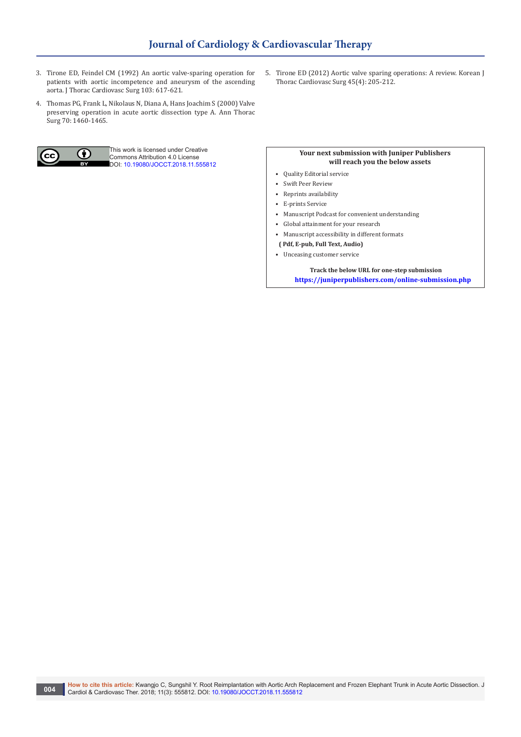3. Tirone ED, Feindel CM (1992) An aortic valve-sparing operation for patients with aortic incompetence and aneurysm of the ascending aorta. J Thorac Cardiovasc Surg 103: 617-621.
4. Thomas PG, Frank L, Nikolaus N, Diana A, Hans Joachim S (2000) Valve preserving operation in acute aortic dissection type A. Ann Thorac Surg 70: 1460-1465.
5. Tirone ED (2012) Aortic valve sparing operations: A review. Korean J Thorac Cardiovasc Surg 45(4): 205-212.

This work is licensed under Creative Commons Attribution 4.0 License
DOI: 10.19080/JOCCT.2018.11.555812

**Your next submission with Juniper Publishers will reach you the below assets**

- Quality Editorial service
- Swift Peer Review
- Reprints availability
- E-prints Service
- Manuscript Podcast for convenient understanding
- Global attainment for your research
- Manuscript accessibility in different formats

**( Pdf, E-pub, Full Text, Audio)**

- Unceasing customer service

**Track the below URL for one-step submission**
**https://juniperpublishers.com/online-submission.php**

**How to cite this article:** Kwangjo C, Sungshil Y. Root Reimplantation with Aortic Arch Replacement and Frozen Elephant Trunk in Acute Aortic Dissection. J Cardiol & Cardiovasc Ther. 2018; 11(3): 555812. DOI: 10.19080/JOCCT.2018.11.555812